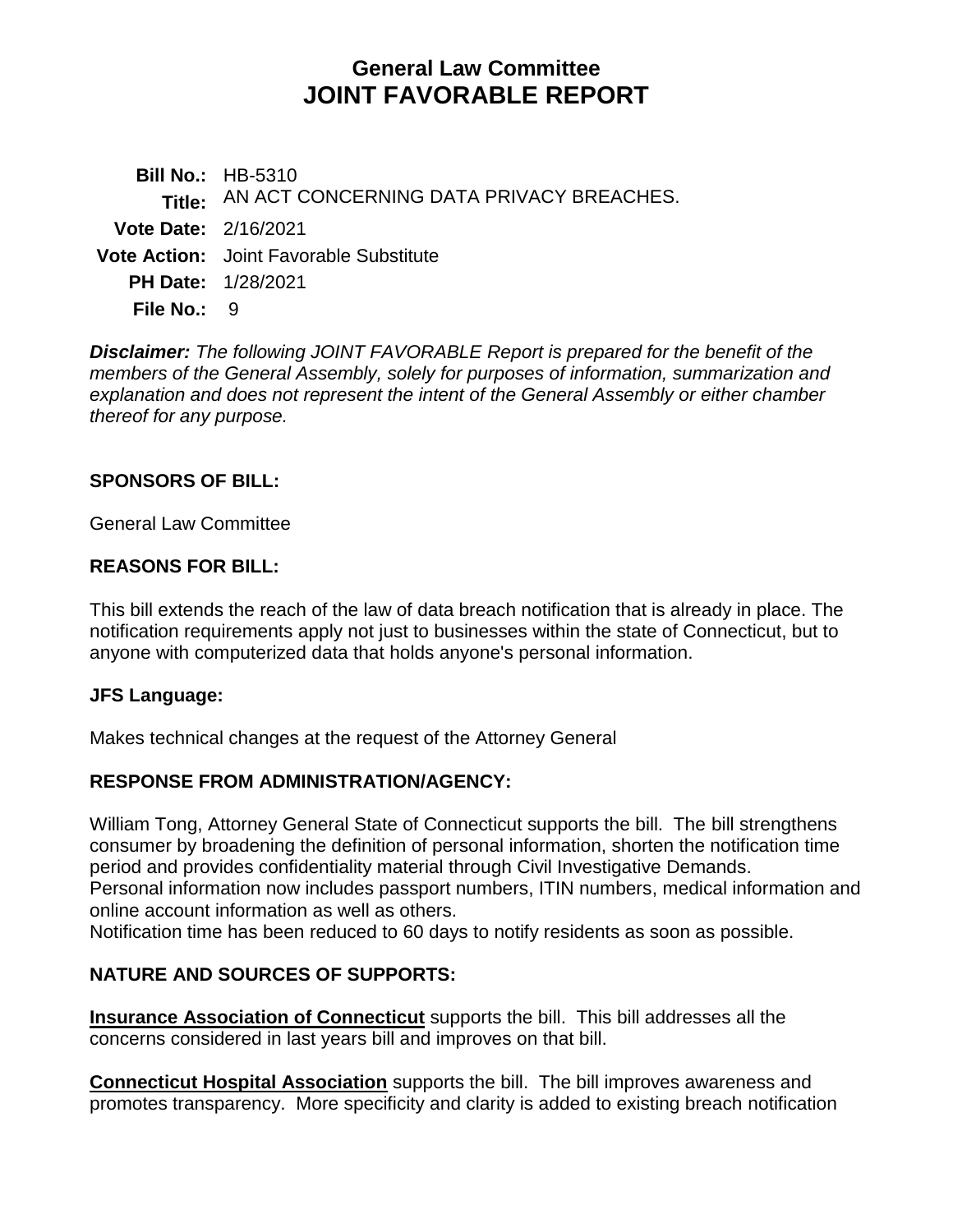# General Law Committee
# JOINT FAVORABLE REPORT

**Bill No.:** HB-5310
**Title:** AN ACT CONCERNING DATA PRIVACY BREACHES.
**Vote Date:** 2/16/2021
**Vote Action:** Joint Favorable Substitute
**PH Date:** 1/28/2021
**File No.:** 9

***Disclaimer:*** *The following JOINT FAVORABLE Report is prepared for the benefit of the members of the General Assembly, solely for purposes of information, summarization and explanation and does not represent the intent of the General Assembly or either chamber thereof for any purpose.*

## SPONSORS OF BILL:

General Law Committee

## REASONS FOR BILL:

This bill extends the reach of the law of data breach notification that is already in place. The notification requirements apply not just to businesses within the state of Connecticut, but to anyone with computerized data that holds anyone's personal information.

## JFS Language:

Makes technical changes at the request of the Attorney General

## RESPONSE FROM ADMINISTRATION/AGENCY:

William Tong, Attorney General State of Connecticut supports the bill. The bill strengthens consumer by broadening the definition of personal information, shorten the notification time period and provides confidentiality material through Civil Investigative Demands.
Personal information now includes passport numbers, ITIN numbers, medical information and online account information as well as others.
Notification time has been reduced to 60 days to notify residents as soon as possible.

## NATURE AND SOURCES OF SUPPORTS:

**Insurance Association of Connecticut** supports the bill. This bill addresses all the concerns considered in last years bill and improves on that bill.

**Connecticut Hospital Association** supports the bill. The bill improves awareness and promotes transparency. More specificity and clarity is added to existing breach notification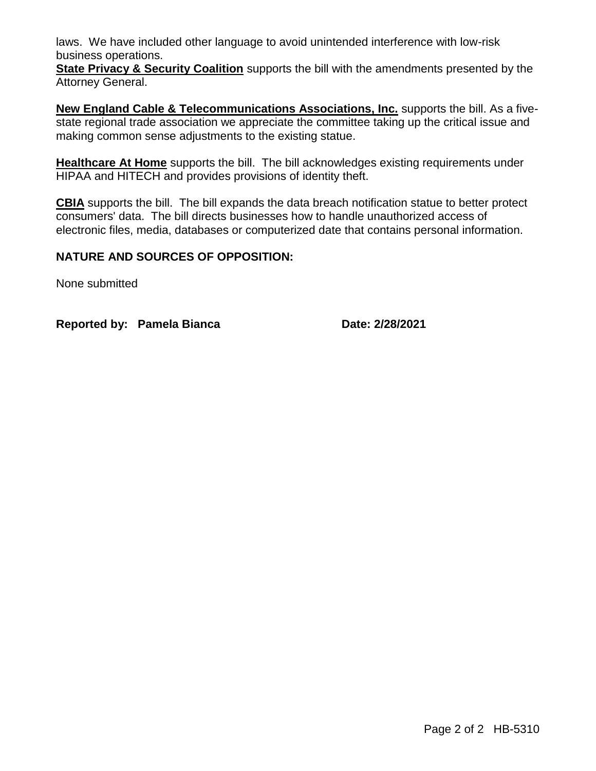laws. We have included other language to avoid unintended interference with low-risk business operations.

**State Privacy & Security Coalition** supports the bill with the amendments presented by the Attorney General.

**New England Cable & Telecommunications Associations, Inc.** supports the bill. As a five-state regional trade association we appreciate the committee taking up the critical issue and making common sense adjustments to the existing statue.

**Healthcare At Home** supports the bill. The bill acknowledges existing requirements under HIPAA and HITECH and provides provisions of identity theft.

**CBIA** supports the bill. The bill expands the data breach notification statue to better protect consumers' data. The bill directs businesses how to handle unauthorized access of electronic files, media, databases or computerized date that contains personal information.

## NATURE AND SOURCES OF OPPOSITION:

None submitted

**Reported by: Pamela Bianca** **Date: 2/28/2021**